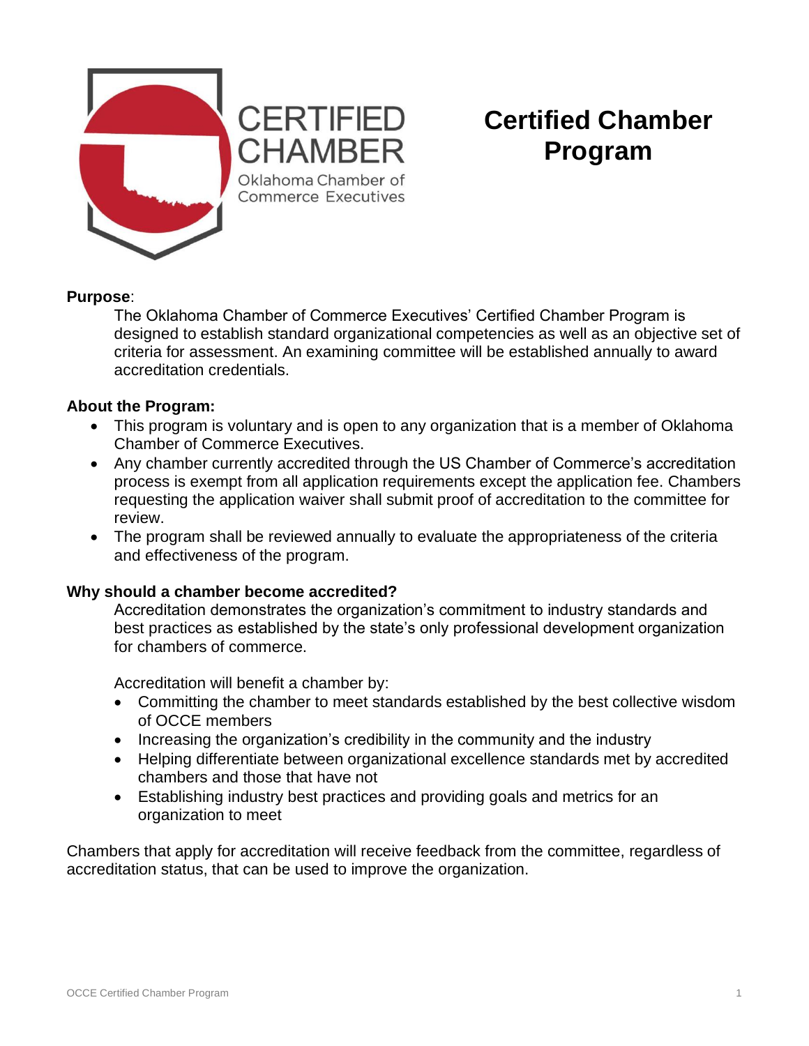# Certified Chamber Program

**Purpose**:

The Oklahoma Chamber of Commerce Executives' Certified Chamber Program is designed to establish standard organizational competencies as well as an objective set of criteria for assessment. An examining committee will be established annually to award accreditation credentials.

**About the Program:**

- This program is voluntary and is open to any organization that is a member of Oklahoma Chamber of Commerce Executives.
- Any chamber currently accredited through the US Chamber of Commerce's accreditation process is exempt from all application requirements except the application fee. Chambers requesting the application waiver shall submit proof of accreditation to the committee for review.
- The program shall be reviewed annually to evaluate the appropriateness of the criteria and effectiveness of the program.

**Why should a chamber become accredited?**

Accreditation demonstrates the organization's commitment to industry standards and best practices as established by the state's only professional development organization for chambers of commerce.

Accreditation will benefit a chamber by:

- Committing the chamber to meet standards established by the best collective wisdom of OCCE members
- Increasing the organization's credibility in the community and the industry
- Helping differentiate between organizational excellence standards met by accredited chambers and those that have not
- Establishing industry best practices and providing goals and metrics for an organization to meet

Chambers that apply for accreditation will receive feedback from the committee, regardless of accreditation status, that can be used to improve the organization.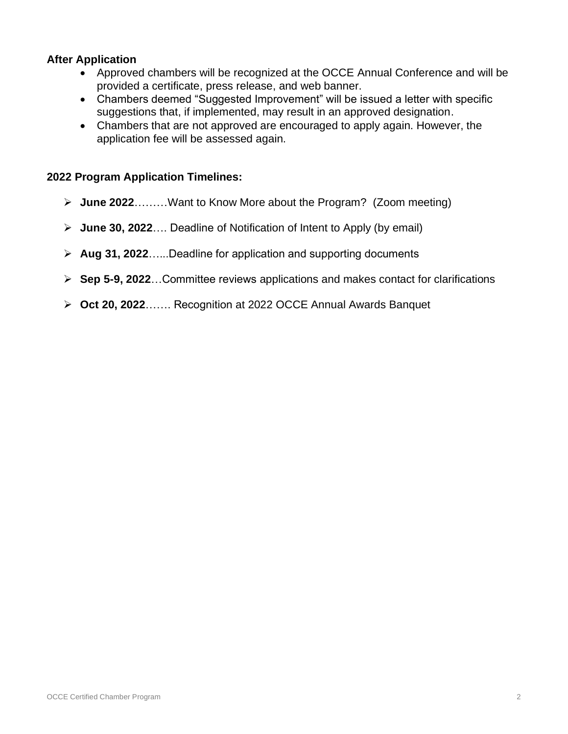**After Application**

- Approved chambers will be recognized at the OCCE Annual Conference and will be provided a certificate, press release, and web banner.
- Chambers deemed “Suggested Improvement” will be issued a letter with specific suggestions that, if implemented, may result in an approved designation.
- Chambers that are not approved are encouraged to apply again. However, the application fee will be assessed again.

**2022 Program Application Timelines:**

- **June 2022**………Want to Know More about the Program? (Zoom meeting)
- **June 30, 2022**…. Deadline of Notification of Intent to Apply (by email)
- **Aug 31, 2022**…...Deadline for application and supporting documents
- **Sep 5-9, 2022**…Committee reviews applications and makes contact for clarifications
- **Oct 20, 2022**……. Recognition at 2022 OCCE Annual Awards Banquet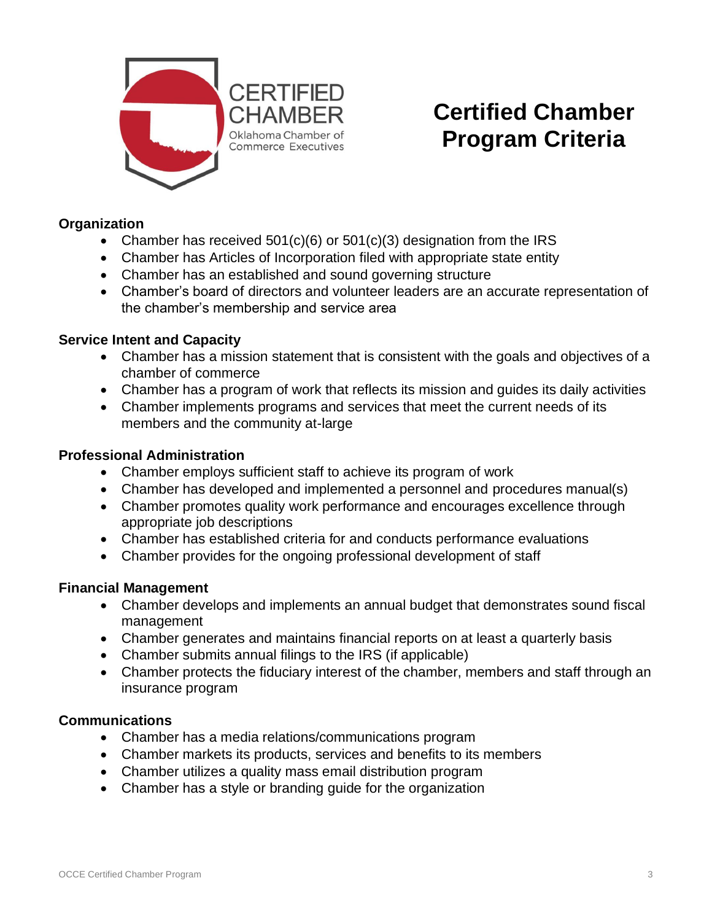# Certified Chamber Program Criteria

**Organization**

- Chamber has received 501(c)(6) or 501(c)(3) designation from the IRS
- Chamber has Articles of Incorporation filed with appropriate state entity
- Chamber has an established and sound governing structure
- Chamber's board of directors and volunteer leaders are an accurate representation of the chamber's membership and service area

**Service Intent and Capacity**

- Chamber has a mission statement that is consistent with the goals and objectives of a chamber of commerce
- Chamber has a program of work that reflects its mission and guides its daily activities
- Chamber implements programs and services that meet the current needs of its members and the community at-large

**Professional Administration**

- Chamber employs sufficient staff to achieve its program of work
- Chamber has developed and implemented a personnel and procedures manual(s)
- Chamber promotes quality work performance and encourages excellence through appropriate job descriptions
- Chamber has established criteria for and conducts performance evaluations
- Chamber provides for the ongoing professional development of staff

**Financial Management**

- Chamber develops and implements an annual budget that demonstrates sound fiscal management
- Chamber generates and maintains financial reports on at least a quarterly basis
- Chamber submits annual filings to the IRS (if applicable)
- Chamber protects the fiduciary interest of the chamber, members and staff through an insurance program

**Communications**

- Chamber has a media relations/communications program
- Chamber markets its products, services and benefits to its members
- Chamber utilizes a quality mass email distribution program
- Chamber has a style or branding guide for the organization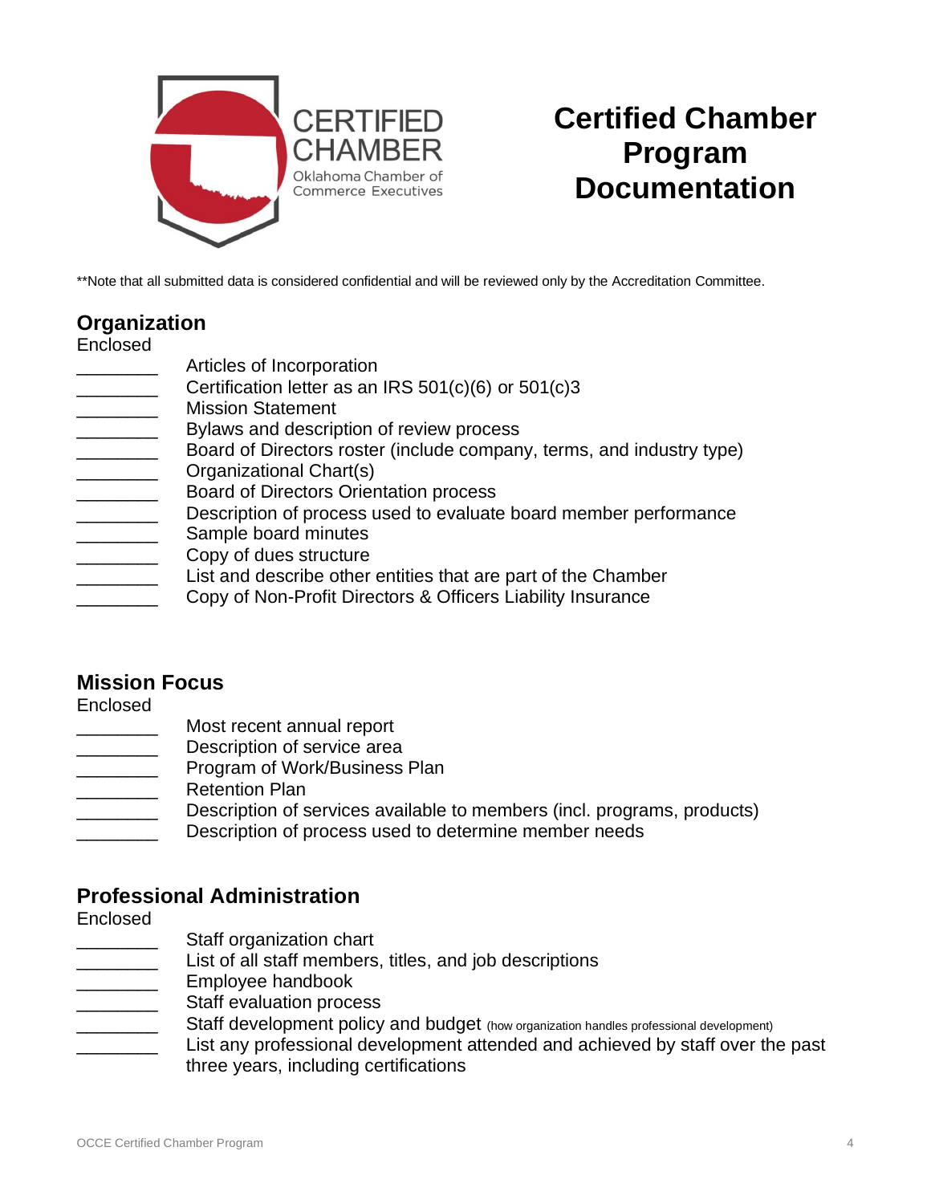CERTIFIED CHAMBER
Oklahoma Chamber of Commerce Executives

# Certified Chamber Program Documentation

**Note that all submitted data is considered confidential and will be reviewed only by the Accreditation Committee.

## Organization

Enclosed

________ Articles of Incorporation
________ Certification letter as an IRS 501(c)(6) or 501(c)3
________ Mission Statement
________ Bylaws and description of review process
________ Board of Directors roster (include company, terms, and industry type)
________ Organizational Chart(s)
________ Board of Directors Orientation process
________ Description of process used to evaluate board member performance
________ Sample board minutes
________ Copy of dues structure
________ List and describe other entities that are part of the Chamber
________ Copy of Non-Profit Directors & Officers Liability Insurance

## Mission Focus

Enclosed

________ Most recent annual report
________ Description of service area
________ Program of Work/Business Plan
________ Retention Plan
________ Description of services available to members (incl. programs, products)
________ Description of process used to determine member needs

## Professional Administration

Enclosed

________ Staff organization chart
________ List of all staff members, titles, and job descriptions
________ Employee handbook
________ Staff evaluation process
________ Staff development policy and budget (how organization handles professional development)
________ List any professional development attended and achieved by staff over the past three years, including certifications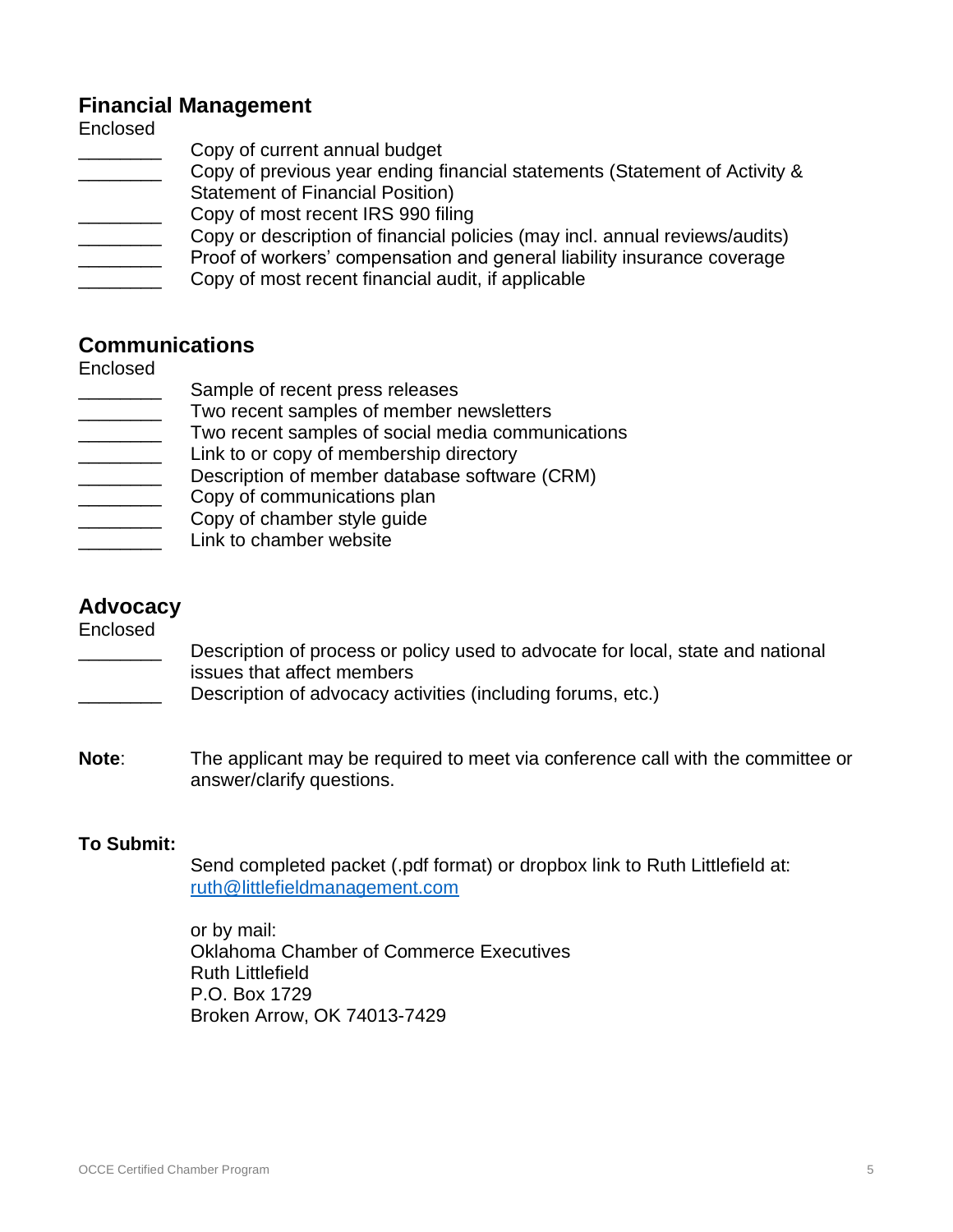## Financial Management

Enclosed

________ Copy of current annual budget

________ Copy of previous year ending financial statements (Statement of Activity & Statement of Financial Position)

________ Copy of most recent IRS 990 filing

________ Copy or description of financial policies (may incl. annual reviews/audits)

________ Proof of workers' compensation and general liability insurance coverage

________ Copy of most recent financial audit, if applicable

## Communications

Enclosed

________ Sample of recent press releases

________ Two recent samples of member newsletters

________ Two recent samples of social media communications

________ Link to or copy of membership directory

________ Description of member database software (CRM)

________ Copy of communications plan

________ Copy of chamber style guide

________ Link to chamber website

## Advocacy

Enclosed

________ Description of process or policy used to advocate for local, state and national issues that affect members

________ Description of advocacy activities (including forums, etc.)

**Note**: The applicant may be required to meet via conference call with the committee or answer/clarify questions.

**To Submit:**

Send completed packet (.pdf format) or dropbox link to Ruth Littlefield at: ruth@littlefieldmanagement.com

or by mail:
Oklahoma Chamber of Commerce Executives
Ruth Littlefield
P.O. Box 1729
Broken Arrow, OK 74013-7429